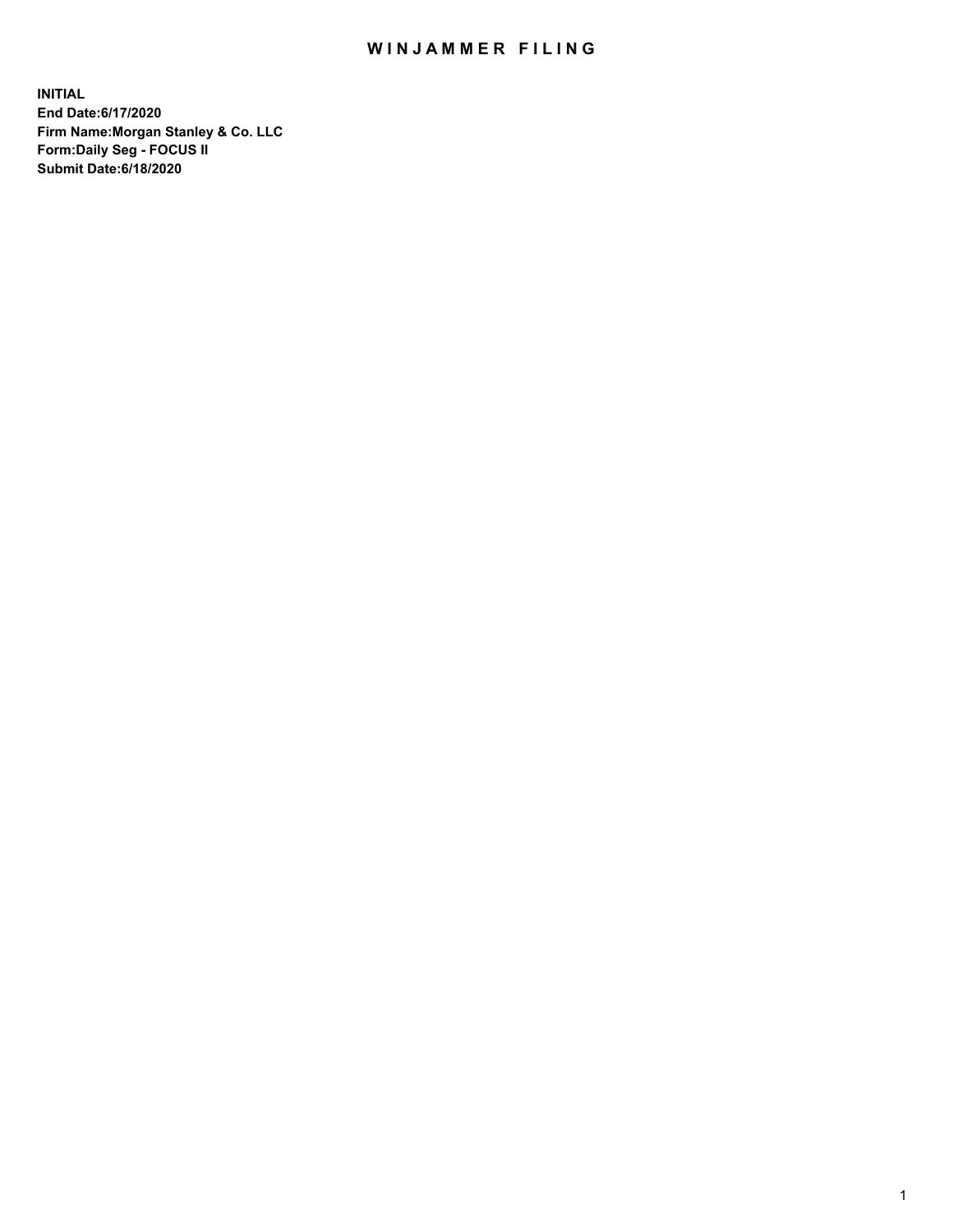# WINJAMMER FILING

**INITIAL**
**End Date:6/17/2020**
**Firm Name:Morgan Stanley & Co. LLC**
**Form:Daily Seg - FOCUS II**
**Submit Date:6/18/2020**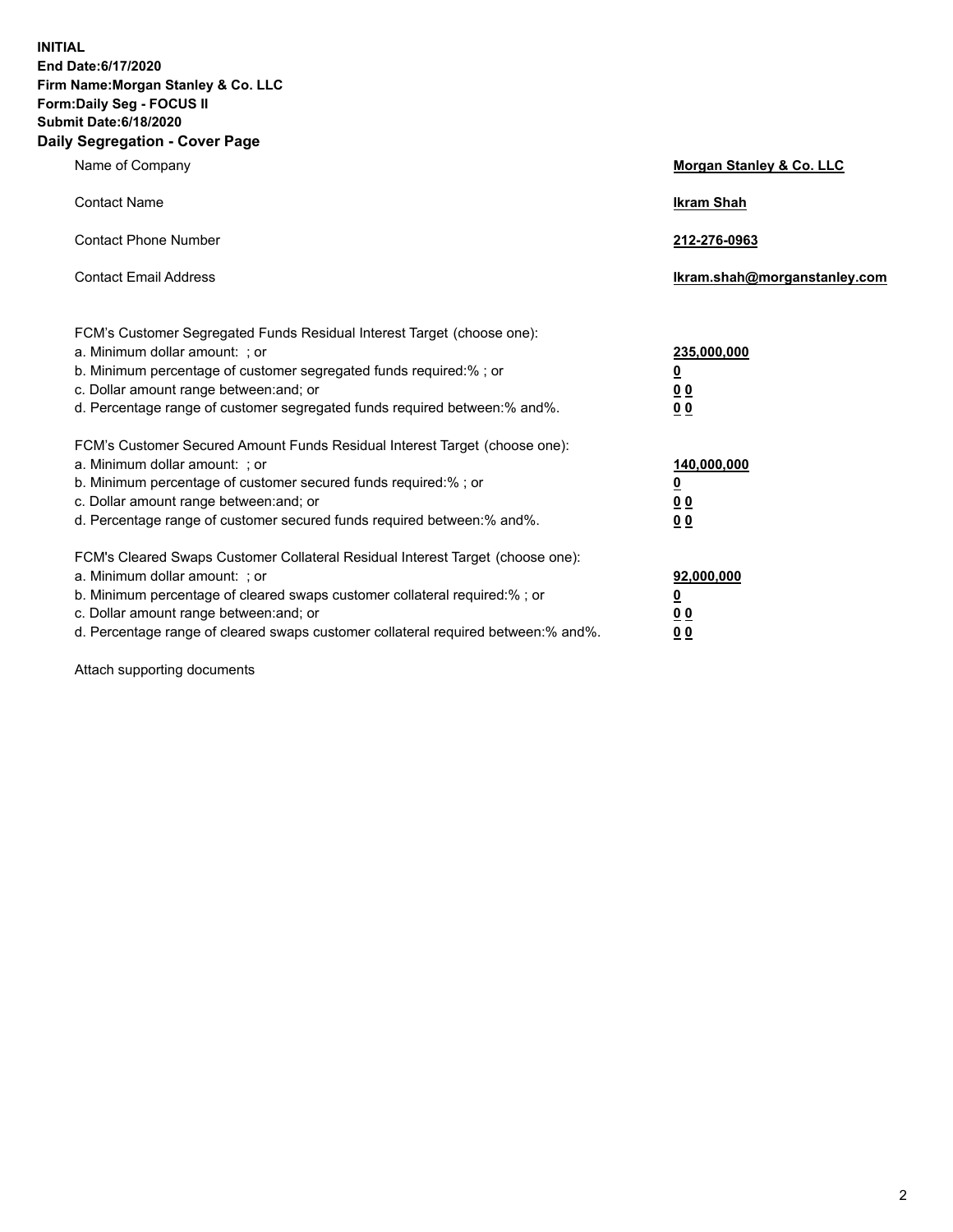**INITIAL**
**End Date:6/17/2020**
**Firm Name:Morgan Stanley & Co. LLC**
**Form:Daily Seg - FOCUS II**
**Submit Date:6/18/2020**
**Daily Segregation - Cover Page**

| | |
|---|---|
| Name of Company | **Morgan Stanley & Co. LLC** |
| Contact Name | **Ikram Shah** |
| Contact Phone Number | **212-276-0963** |
| Contact Email Address | **Ikram.shah@morganstanley.com** |

FCM's Customer Segregated Funds Residual Interest Target (choose one):

| | |
|---|---|
| a. Minimum dollar amount: ; or | **235,000,000** |
| b. Minimum percentage of customer segregated funds required:% ; or | **0** |
| c. Dollar amount range between:and; or | **0 0** |
| d. Percentage range of customer segregated funds required between:% and%. | **0 0** |

FCM's Customer Secured Amount Funds Residual Interest Target (choose one):

| | |
|---|---|
| a. Minimum dollar amount: ; or | **140,000,000** |
| b. Minimum percentage of customer secured funds required:% ; or | **0** |
| c. Dollar amount range between:and; or | **0 0** |
| d. Percentage range of customer secured funds required between:% and%. | **0 0** |

FCM's Cleared Swaps Customer Collateral Residual Interest Target (choose one):

| | |
|---|---|
| a. Minimum dollar amount: ; or | **92,000,000** |
| b. Minimum percentage of cleared swaps customer collateral required:% ; or | **0** |
| c. Dollar amount range between:and; or | **0 0** |
| d. Percentage range of cleared swaps customer collateral required between:% and%. | **0 0** |

Attach supporting documents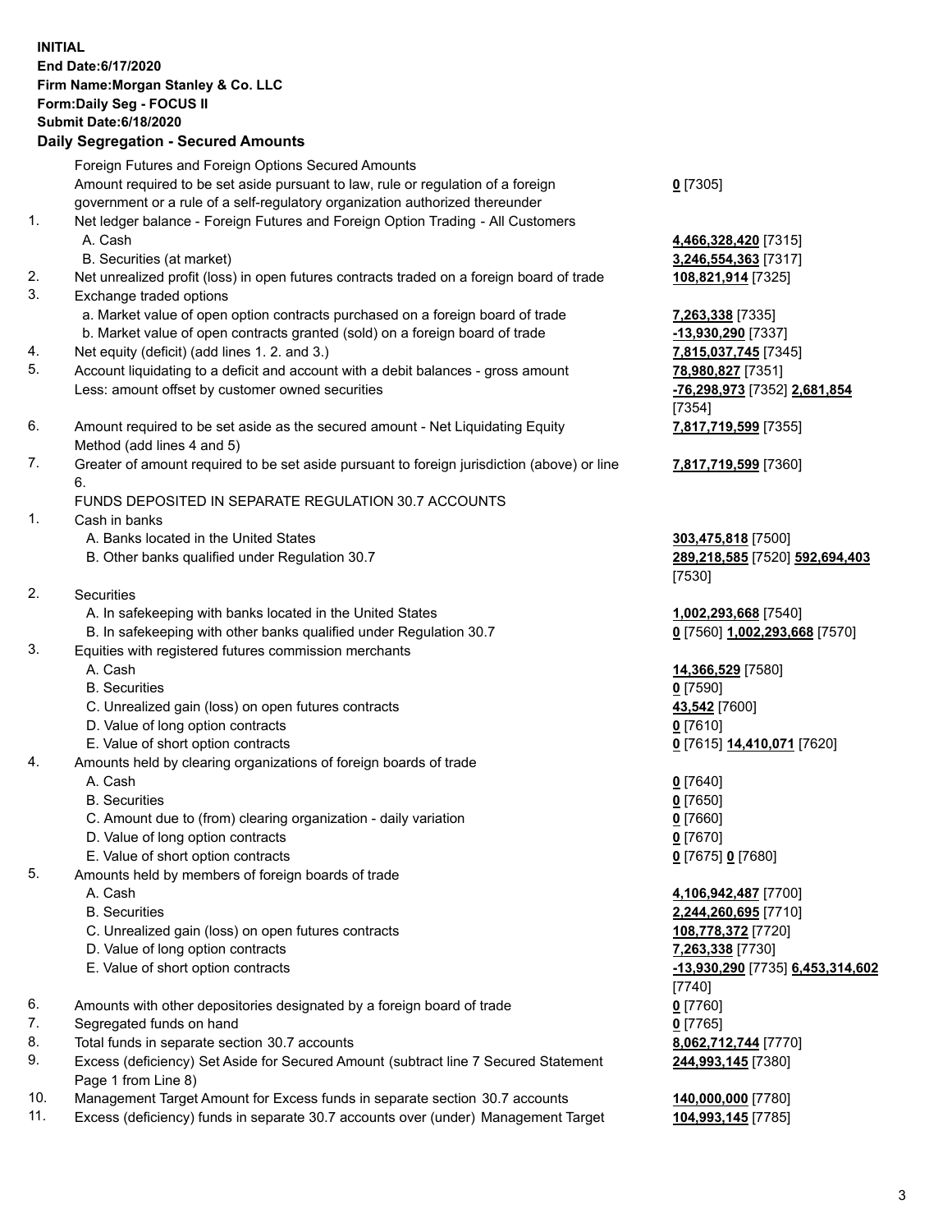**INITIAL**
**End Date:6/17/2020**
**Firm Name:Morgan Stanley & Co. LLC**
**Form:Daily Seg - FOCUS II**
**Submit Date:6/18/2020**

**Daily Segregation - Secured Amounts**

| | | |
|---|---|---|
| | Foreign Futures and Foreign Options Secured Amounts | |
| | Amount required to be set aside pursuant to law, rule or regulation of a foreign government or a rule of a self-regulatory organization authorized thereunder | 0 [7305] |
| 1. | Net ledger balance - Foreign Futures and Foreign Option Trading - All Customers | |
| | A. Cash | 4,466,328,420 [7315] |
| | B. Securities (at market) | 3,246,554,363 [7317] |
| 2. | Net unrealized profit (loss) in open futures contracts traded on a foreign board of trade | 108,821,914 [7325] |
| 3. | Exchange traded options | |
| | a. Market value of open option contracts purchased on a foreign board of trade | 7,263,338 [7335] |
| | b. Market value of open contracts granted (sold) on a foreign board of trade | -13,930,290 [7337] |
| 4. | Net equity (deficit) (add lines 1. 2. and 3.) | 7,815,037,745 [7345] |
| 5. | Account liquidating to a deficit and account with a debit balances - gross amount | 78,980,827 [7351] |
| | Less: amount offset by customer owned securities | -76,298,973 [7352] 2,681,854 [7354] |
| 6. | Amount required to be set aside as the secured amount - Net Liquidating Equity Method (add lines 4 and 5) | 7,817,719,599 [7355] |
| 7. | Greater of amount required to be set aside pursuant to foreign jurisdiction (above) or line 6. | 7,817,719,599 [7360] |
| | FUNDS DEPOSITED IN SEPARATE REGULATION 30.7 ACCOUNTS | |
| 1. | Cash in banks | |
| | A. Banks located in the United States | 303,475,818 [7500] |
| | B. Other banks qualified under Regulation 30.7 | 289,218,585 [7520] 592,694,403 [7530] |
| 2. | Securities | |
| | A. In safekeeping with banks located in the United States | 1,002,293,668 [7540] |
| | B. In safekeeping with other banks qualified under Regulation 30.7 | 0 [7560] 1,002,293,668 [7570] |
| 3. | Equities with registered futures commission merchants | |
| | A. Cash | 14,366,529 [7580] |
| | B. Securities | 0 [7590] |
| | C. Unrealized gain (loss) on open futures contracts | 43,542 [7600] |
| | D. Value of long option contracts | 0 [7610] |
| | E. Value of short option contracts | 0 [7615] 14,410,071 [7620] |
| 4. | Amounts held by clearing organizations of foreign boards of trade | |
| | A. Cash | 0 [7640] |
| | B. Securities | 0 [7650] |
| | C. Amount due to (from) clearing organization - daily variation | 0 [7660] |
| | D. Value of long option contracts | 0 [7670] |
| | E. Value of short option contracts | 0 [7675] 0 [7680] |
| 5. | Amounts held by members of foreign boards of trade | |
| | A. Cash | 4,106,942,487 [7700] |
| | B. Securities | 2,244,260,695 [7710] |
| | C. Unrealized gain (loss) on open futures contracts | 108,778,372 [7720] |
| | D. Value of long option contracts | 7,263,338 [7730] |
| | E. Value of short option contracts | -13,930,290 [7735] 6,453,314,602 [7740] |
| 6. | Amounts with other depositories designated by a foreign board of trade | 0 [7760] |
| 7. | Segregated funds on hand | 0 [7765] |
| 8. | Total funds in separate section 30.7 accounts | 8,062,712,744 [7770] |
| 9. | Excess (deficiency) Set Aside for Secured Amount (subtract line 7 Secured Statement Page 1 from Line 8) | 244,993,145 [7380] |
| 10. | Management Target Amount for Excess funds in separate section 30.7 accounts | 140,000,000 [7780] |
| 11. | Excess (deficiency) funds in separate 30.7 accounts over (under) Management Target | 104,993,145 [7785] |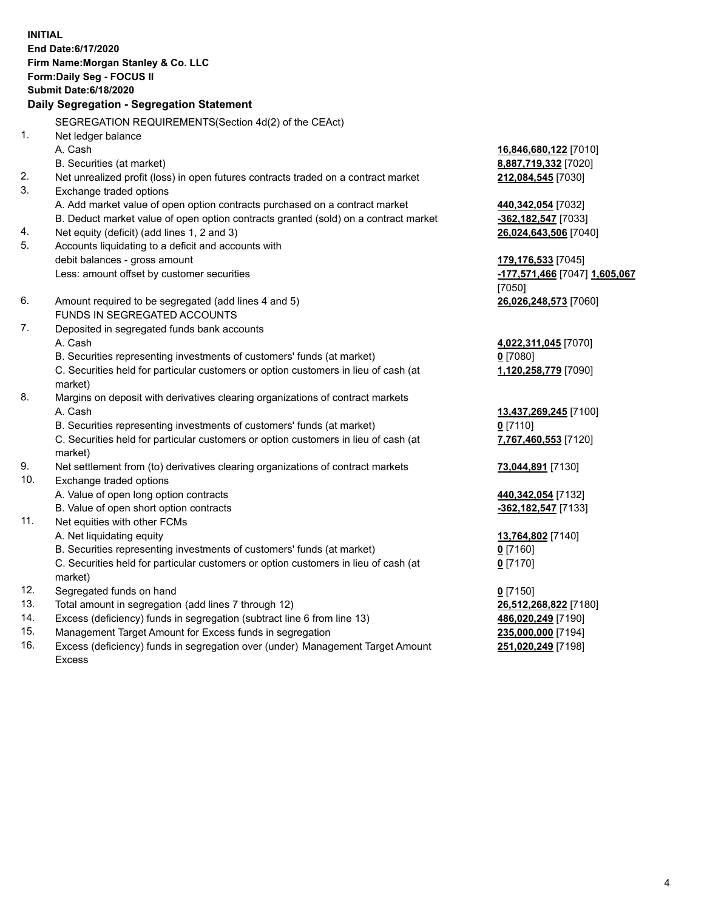**INITIAL**
**End Date:6/17/2020**
**Firm Name:Morgan Stanley & Co. LLC**
**Form:Daily Seg - FOCUS II**
**Submit Date:6/18/2020**

**Daily Segregation - Segregation Statement**

SEGREGATION REQUIREMENTS(Section 4d(2) of the CEAct)

| | | |
|---|---|---|
| 1. | Net ledger balance | |
| | A. Cash | **16,846,680,122** [7010] |
| | B. Securities (at market) | **8,887,719,332** [7020] |
| 2. | Net unrealized profit (loss) in open futures contracts traded on a contract market | **212,084,545** [7030] |
| 3. | Exchange traded options | |
| | A. Add market value of open option contracts purchased on a contract market | **440,342,054** [7032] |
| | B. Deduct market value of open option contracts granted (sold) on a contract market | **-362,182,547** [7033] |
| 4. | Net equity (deficit) (add lines 1, 2 and 3) | **26,024,643,506** [7040] |
| 5. | Accounts liquidating to a deficit and accounts with debit balances - gross amount | **179,176,533** [7045] |
| | Less: amount offset by customer securities | **-177,571,466** [7047] **1,605,067** [7050] |
| 6. | Amount required to be segregated (add lines 4 and 5) | **26,026,248,573** [7060] |
| | FUNDS IN SEGREGATED ACCOUNTS | |
| 7. | Deposited in segregated funds bank accounts | |
| | A. Cash | **4,022,311,045** [7070] |
| | B. Securities representing investments of customers' funds (at market) | **0** [7080] |
| | C. Securities held for particular customers or option customers in lieu of cash (at market) | **1,120,258,779** [7090] |
| 8. | Margins on deposit with derivatives clearing organizations of contract markets | |
| | A. Cash | **13,437,269,245** [7100] |
| | B. Securities representing investments of customers' funds (at market) | **0** [7110] |
| | C. Securities held for particular customers or option customers in lieu of cash (at market) | **7,767,460,553** [7120] |
| 9. | Net settlement from (to) derivatives clearing organizations of contract markets | **73,044,891** [7130] |
| 10. | Exchange traded options | |
| | A. Value of open long option contracts | **440,342,054** [7132] |
| | B. Value of open short option contracts | **-362,182,547** [7133] |
| 11. | Net equities with other FCMs | |
| | A. Net liquidating equity | **13,764,802** [7140] |
| | B. Securities representing investments of customers' funds (at market) | **0** [7160] |
| | C. Securities held for particular customers or option customers in lieu of cash (at market) | **0** [7170] |
| 12. | Segregated funds on hand | **0** [7150] |
| 13. | Total amount in segregation (add lines 7 through 12) | **26,512,268,822** [7180] |
| 14. | Excess (deficiency) funds in segregation (subtract line 6 from line 13) | **486,020,249** [7190] |
| 15. | Management Target Amount for Excess funds in segregation | **235,000,000** [7194] |
| 16. | Excess (deficiency) funds in segregation over (under) Management Target Amount Excess | **251,020,249** [7198] |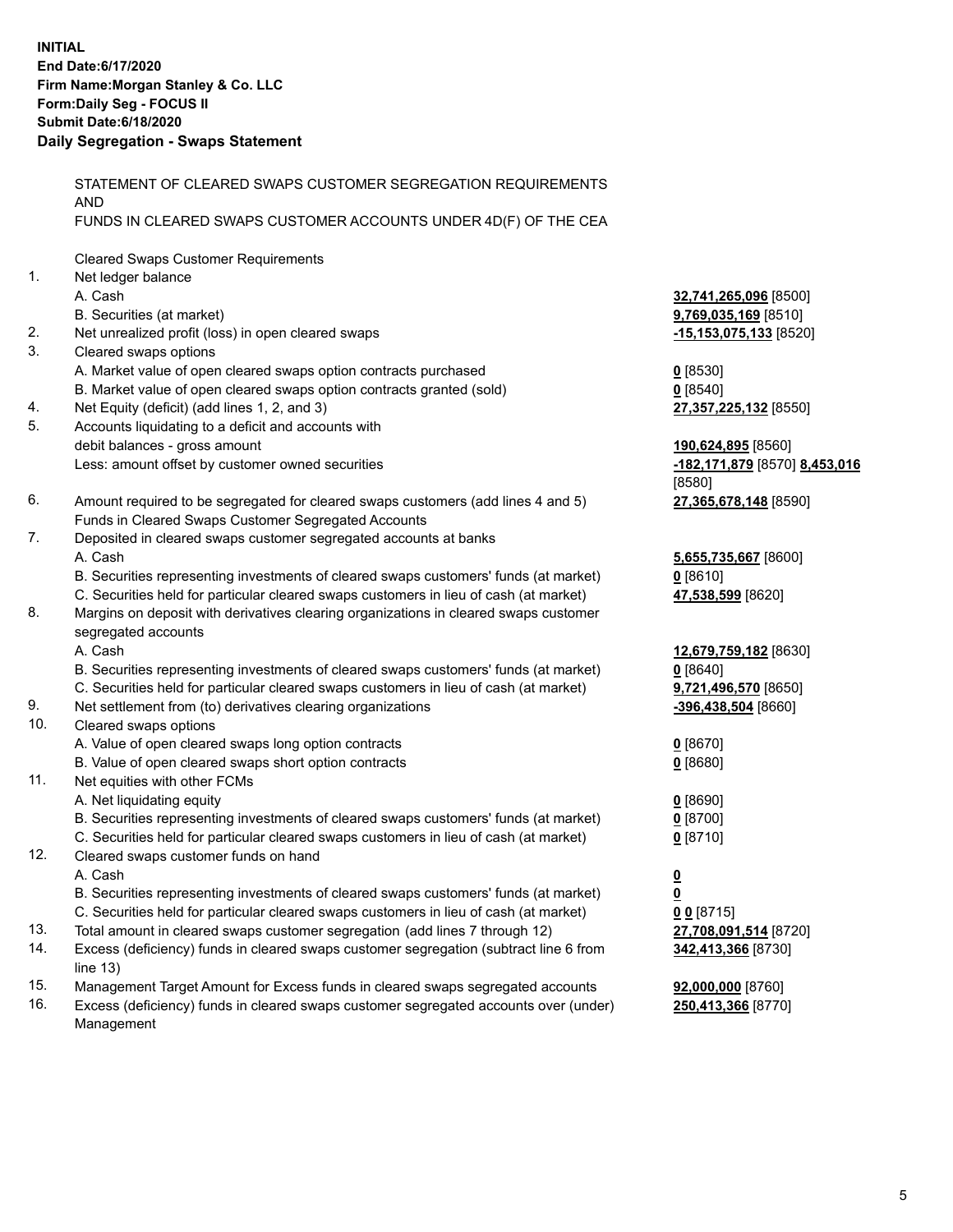**INITIAL**
**End Date:6/17/2020**
**Firm Name:Morgan Stanley & Co. LLC**
**Form:Daily Seg - FOCUS II**
**Submit Date:6/18/2020**
**Daily Segregation - Swaps Statement**

STATEMENT OF CLEARED SWAPS CUSTOMER SEGREGATION REQUIREMENTS AND FUNDS IN CLEARED SWAPS CUSTOMER ACCOUNTS UNDER 4D(F) OF THE CEA

| | | |
|---|---|---|
| | Cleared Swaps Customer Requirements | |
| 1. | Net ledger balance | |
| | A. Cash | **32,741,265,096** [8500] |
| | B. Securities (at market) | **9,769,035,169** [8510] |
| 2. | Net unrealized profit (loss) in open cleared swaps | **-15,153,075,133** [8520] |
| 3. | Cleared swaps options | |
| | A. Market value of open cleared swaps option contracts purchased | **0** [8530] |
| | B. Market value of open cleared swaps option contracts granted (sold) | **0** [8540] |
| 4. | Net Equity (deficit) (add lines 1, 2, and 3) | **27,357,225,132** [8550] |
| 5. | Accounts liquidating to a deficit and accounts with debit balances - gross amount | **190,624,895** [8560] |
| | Less: amount offset by customer owned securities | **-182,171,879** [8570] **8,453,016** [8580] |
| 6. | Amount required to be segregated for cleared swaps customers (add lines 4 and 5) | **27,365,678,148** [8590] |
| | Funds in Cleared Swaps Customer Segregated Accounts | |
| 7. | Deposited in cleared swaps customer segregated accounts at banks | |
| | A. Cash | **5,655,735,667** [8600] |
| | B. Securities representing investments of cleared swaps customers' funds (at market) | **0** [8610] |
| | C. Securities held for particular cleared swaps customers in lieu of cash (at market) | **47,538,599** [8620] |
| 8. | Margins on deposit with derivatives clearing organizations in cleared swaps customer segregated accounts | |
| | A. Cash | **12,679,759,182** [8630] |
| | B. Securities representing investments of cleared swaps customers' funds (at market) | **0** [8640] |
| | C. Securities held for particular cleared swaps customers in lieu of cash (at market) | **9,721,496,570** [8650] |
| 9. | Net settlement from (to) derivatives clearing organizations | **-396,438,504** [8660] |
| 10. | Cleared swaps options | |
| | A. Value of open cleared swaps long option contracts | **0** [8670] |
| | B. Value of open cleared swaps short option contracts | **0** [8680] |
| 11. | Net equities with other FCMs | |
| | A. Net liquidating equity | **0** [8690] |
| | B. Securities representing investments of cleared swaps customers' funds (at market) | **0** [8700] |
| | C. Securities held for particular cleared swaps customers in lieu of cash (at market) | **0** [8710] |
| 12. | Cleared swaps customer funds on hand | |
| | A. Cash | **0** |
| | B. Securities representing investments of cleared swaps customers' funds (at market) | **0** |
| | C. Securities held for particular cleared swaps customers in lieu of cash (at market) | **0** **0** [8715] |
| 13. | Total amount in cleared swaps customer segregation (add lines 7 through 12) | **27,708,091,514** [8720] |
| 14. | Excess (deficiency) funds in cleared swaps customer segregation (subtract line 6 from line 13) | **342,413,366** [8730] |
| 15. | Management Target Amount for Excess funds in cleared swaps segregated accounts | **92,000,000** [8760] |
| 16. | Excess (deficiency) funds in cleared swaps customer segregated accounts over (under) Management | **250,413,366** [8770] |